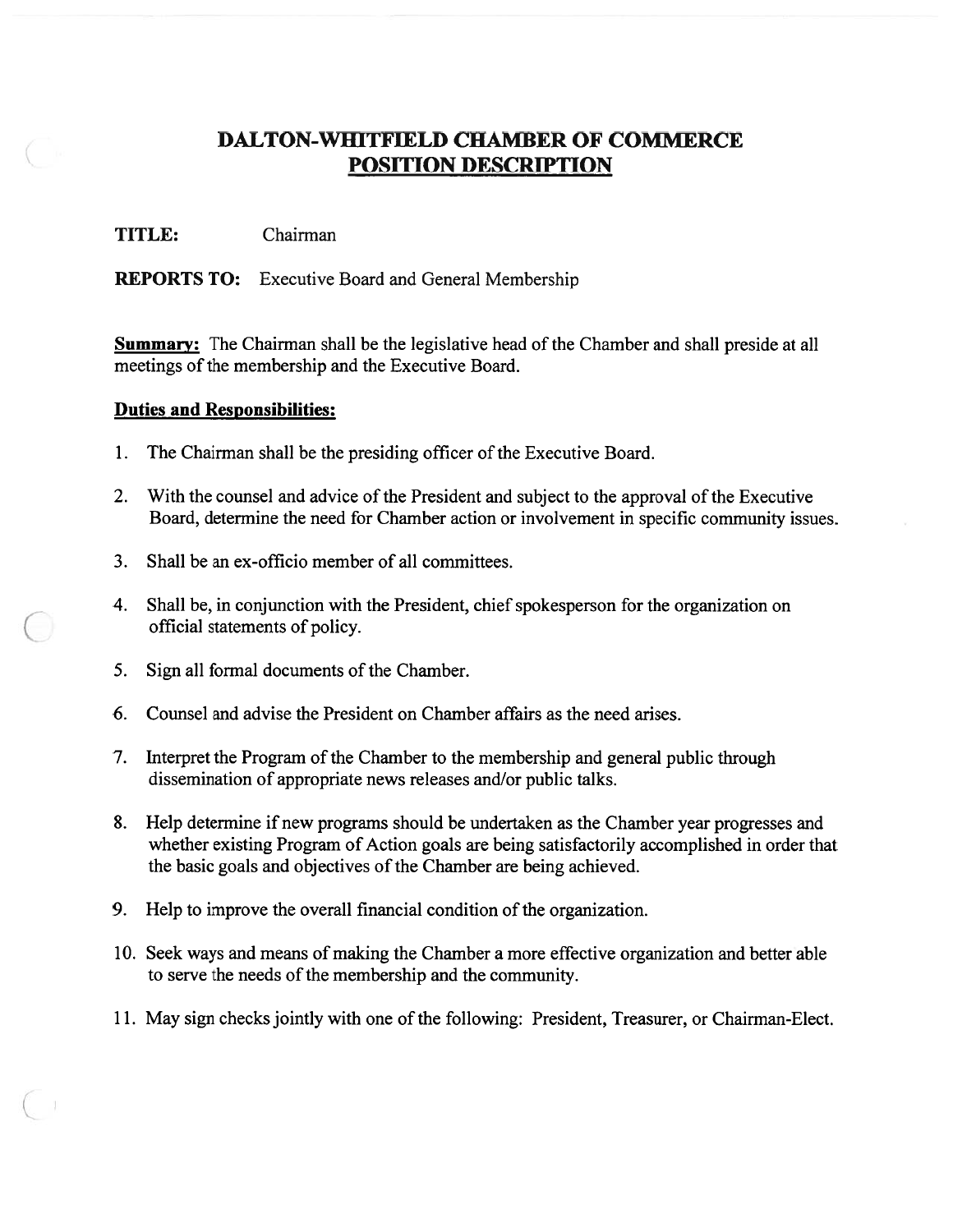# DALTON-WHITFIELD CHAMBER OF COMMERCE
## POSITION DESCRIPTION

**TITLE:** Chairman

**REPORTS TO:** Executive Board and General Membership

**Summary:** The Chairman shall be the legislative head of the Chamber and shall preside at all meetings of the membership and the Executive Board.

**Duties and Responsibilities:**

1. The Chairman shall be the presiding officer of the Executive Board.
2. With the counsel and advice of the President and subject to the approval of the Executive Board, determine the need for Chamber action or involvement in specific community issues.
3. Shall be an ex-officio member of all committees.
4. Shall be, in conjunction with the President, chief spokesperson for the organization on official statements of policy.
5. Sign all formal documents of the Chamber.
6. Counsel and advise the President on Chamber affairs as the need arises.
7. Interpret the Program of the Chamber to the membership and general public through dissemination of appropriate news releases and/or public talks.
8. Help determine if new programs should be undertaken as the Chamber year progresses and whether existing Program of Action goals are being satisfactorily accomplished in order that the basic goals and objectives of the Chamber are being achieved.
9. Help to improve the overall financial condition of the organization.
10. Seek ways and means of making the Chamber a more effective organization and better able to serve the needs of the membership and the community.
11. May sign checks jointly with one of the following: President, Treasurer, or Chairman-Elect.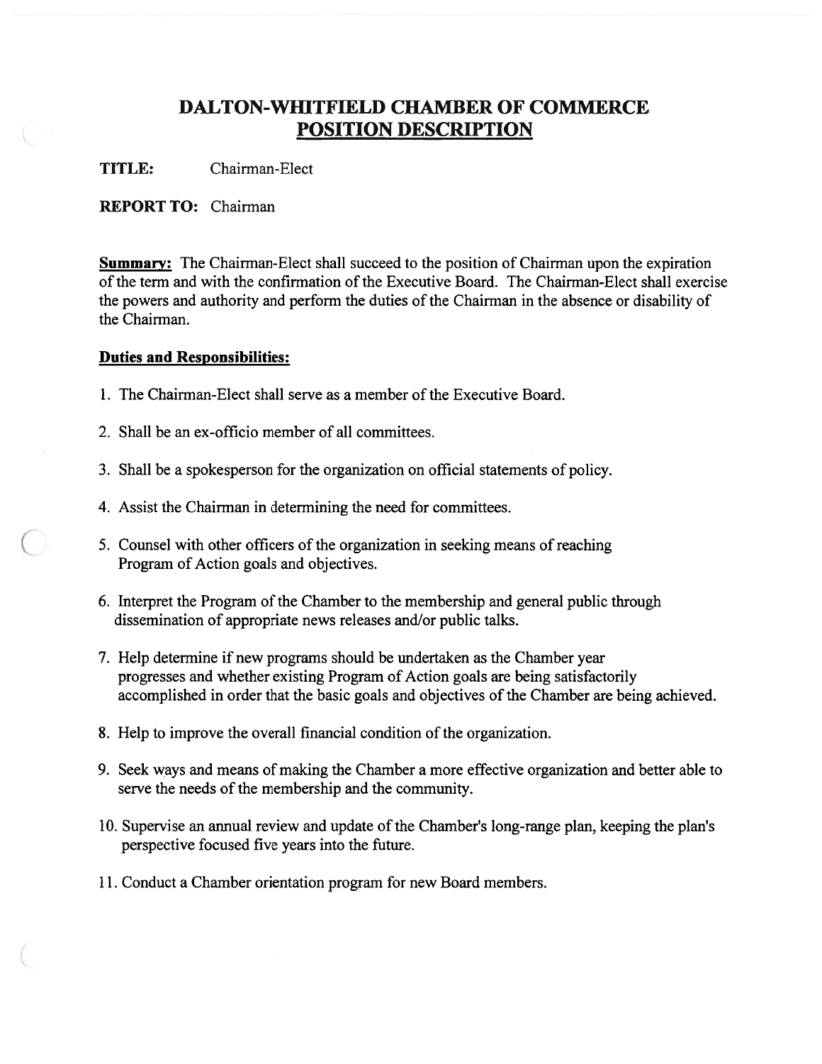# DALTON-WHITFIELD CHAMBER OF COMMERCE
## POSITION DESCRIPTION

**TITLE:** Chairman-Elect

**REPORT TO:** Chairman

**Summary:** The Chairman-Elect shall succeed to the position of Chairman upon the expiration of the term and with the confirmation of the Executive Board. The Chairman-Elect shall exercise the powers and authority and perform the duties of the Chairman in the absence or disability of the Chairman.

**Duties and Responsibilities:**

1. The Chairman-Elect shall serve as a member of the Executive Board.
2. Shall be an ex-officio member of all committees.
3. Shall be a spokesperson for the organization on official statements of policy.
4. Assist the Chairman in determining the need for committees.
5. Counsel with other officers of the organization in seeking means of reaching Program of Action goals and objectives.
6. Interpret the Program of the Chamber to the membership and general public through dissemination of appropriate news releases and/or public talks.
7. Help determine if new programs should be undertaken as the Chamber year progresses and whether existing Program of Action goals are being satisfactorily accomplished in order that the basic goals and objectives of the Chamber are being achieved.
8. Help to improve the overall financial condition of the organization.
9. Seek ways and means of making the Chamber a more effective organization and better able to serve the needs of the membership and the community.
10. Supervise an annual review and update of the Chamber's long-range plan, keeping the plan's perspective focused five years into the future.
11. Conduct a Chamber orientation program for new Board members.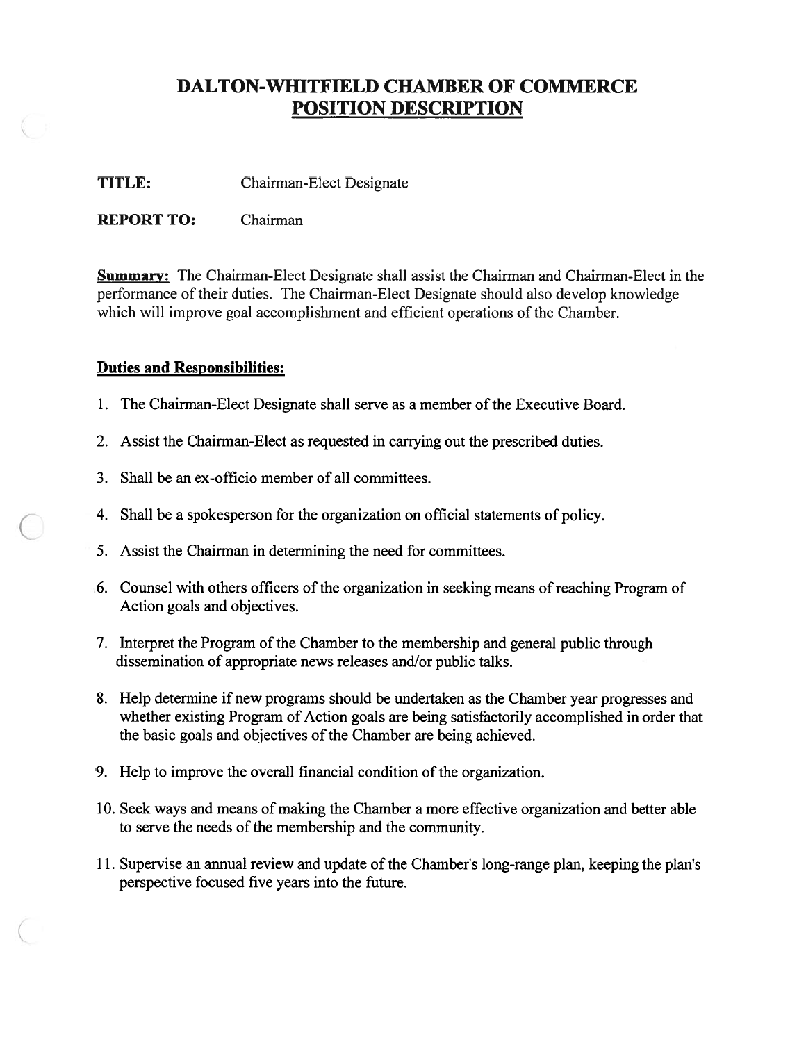# DALTON-WHITFIELD CHAMBER OF COMMERCE

## POSITION DESCRIPTION

**TITLE:** Chairman-Elect Designate

**REPORT TO:** Chairman

**Summary:** The Chairman-Elect Designate shall assist the Chairman and Chairman-Elect in the performance of their duties. The Chairman-Elect Designate should also develop knowledge which will improve goal accomplishment and efficient operations of the Chamber.

**Duties and Responsibilities:**

1. The Chairman-Elect Designate shall serve as a member of the Executive Board.
2. Assist the Chairman-Elect as requested in carrying out the prescribed duties.
3. Shall be an ex-officio member of all committees.
4. Shall be a spokesperson for the organization on official statements of policy.
5. Assist the Chairman in determining the need for committees.
6. Counsel with others officers of the organization in seeking means of reaching Program of Action goals and objectives.
7. Interpret the Program of the Chamber to the membership and general public through dissemination of appropriate news releases and/or public talks.
8. Help determine if new programs should be undertaken as the Chamber year progresses and whether existing Program of Action goals are being satisfactorily accomplished in order that the basic goals and objectives of the Chamber are being achieved.
9. Help to improve the overall financial condition of the organization.
10. Seek ways and means of making the Chamber a more effective organization and better able to serve the needs of the membership and the community.
11. Supervise an annual review and update of the Chamber's long-range plan, keeping the plan's perspective focused five years into the future.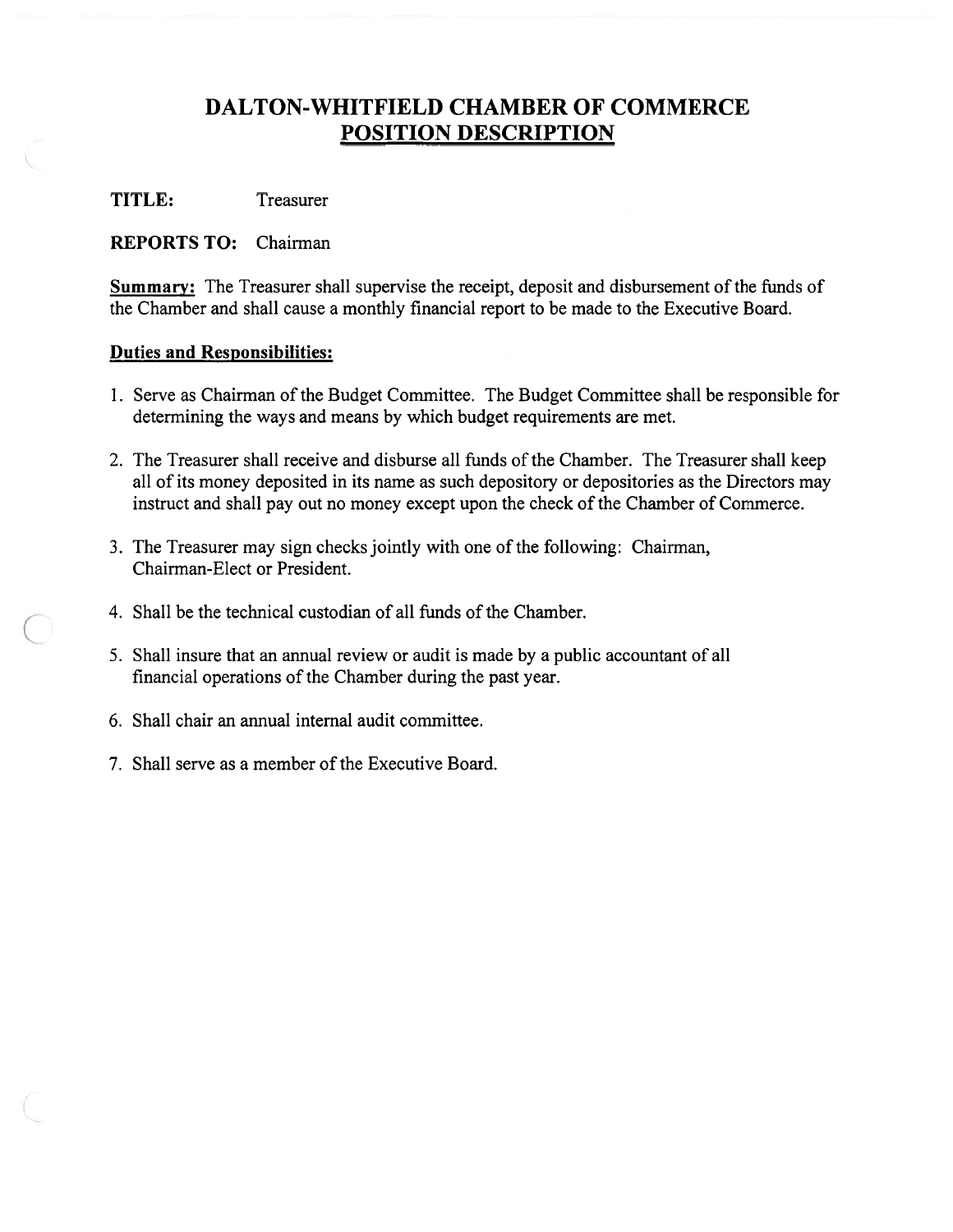# DALTON-WHITFIELD CHAMBER OF COMMERCE
## POSITION DESCRIPTION

**TITLE:** Treasurer

**REPORTS TO:** Chairman

**Summary:** The Treasurer shall supervise the receipt, deposit and disbursement of the funds of the Chamber and shall cause a monthly financial report to be made to the Executive Board.

**Duties and Responsibilities:**

1. Serve as Chairman of the Budget Committee. The Budget Committee shall be responsible for determining the ways and means by which budget requirements are met.

2. The Treasurer shall receive and disburse all funds of the Chamber. The Treasurer shall keep all of its money deposited in its name as such depository or depositories as the Directors may instruct and shall pay out no money except upon the check of the Chamber of Commerce.

3. The Treasurer may sign checks jointly with one of the following: Chairman, Chairman-Elect or President.

4. Shall be the technical custodian of all funds of the Chamber.

5. Shall insure that an annual review or audit is made by a public accountant of all financial operations of the Chamber during the past year.

6. Shall chair an annual internal audit committee.

7. Shall serve as a member of the Executive Board.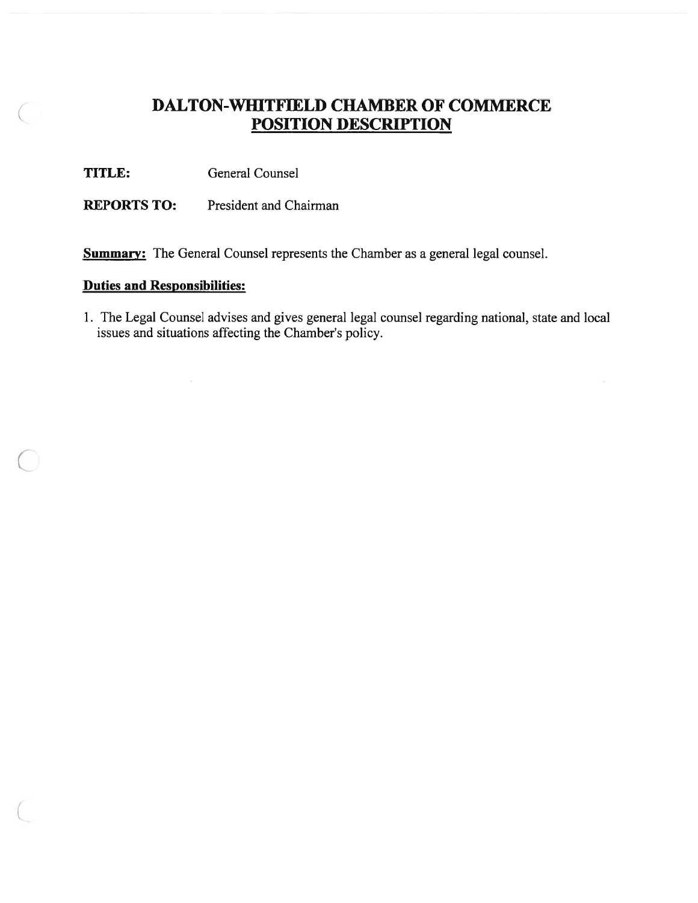# DALTON-WHITFIELD CHAMBER OF COMMERCE
## POSITION DESCRIPTION

**TITLE:** General Counsel

**REPORTS TO:** President and Chairman

**Summary:** The General Counsel represents the Chamber as a general legal counsel.

**Duties and Responsibilities:**

1. The Legal Counsel advises and gives general legal counsel regarding national, state and local issues and situations affecting the Chamber's policy.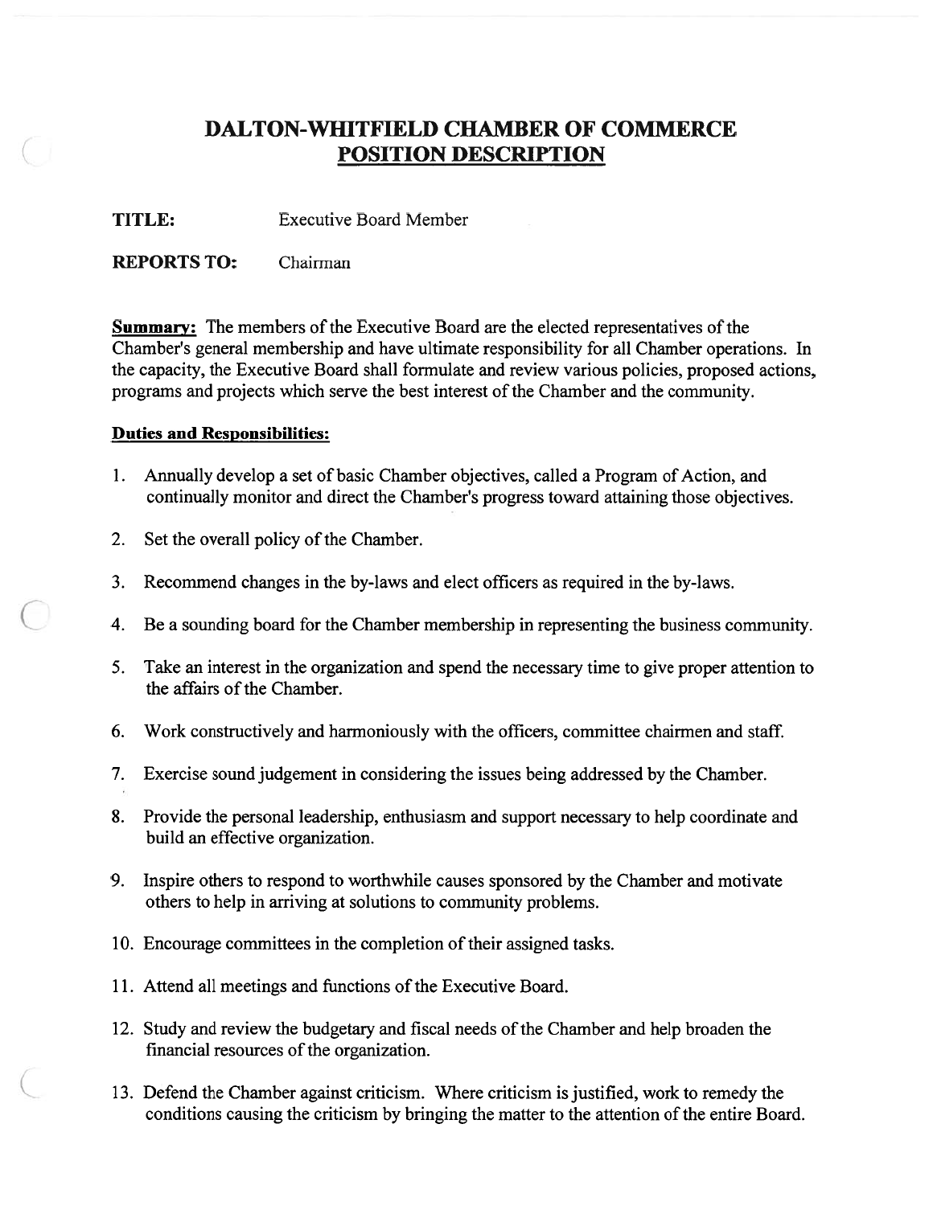# DALTON-WHITFIELD CHAMBER OF COMMERCE
## POSITION DESCRIPTION

**TITLE:** Executive Board Member

**REPORTS TO:** Chairman

**Summary:** The members of the Executive Board are the elected representatives of the Chamber's general membership and have ultimate responsibility for all Chamber operations. In the capacity, the Executive Board shall formulate and review various policies, proposed actions, programs and projects which serve the best interest of the Chamber and the community.

**Duties and Responsibilities:**

1. Annually develop a set of basic Chamber objectives, called a Program of Action, and continually monitor and direct the Chamber's progress toward attaining those objectives.

2. Set the overall policy of the Chamber.

3. Recommend changes in the by-laws and elect officers as required in the by-laws.

4. Be a sounding board for the Chamber membership in representing the business community.

5. Take an interest in the organization and spend the necessary time to give proper attention to the affairs of the Chamber.

6. Work constructively and harmoniously with the officers, committee chairmen and staff.

7. Exercise sound judgement in considering the issues being addressed by the Chamber.

8. Provide the personal leadership, enthusiasm and support necessary to help coordinate and build an effective organization.

9. Inspire others to respond to worthwhile causes sponsored by the Chamber and motivate others to help in arriving at solutions to community problems.

10. Encourage committees in the completion of their assigned tasks.

11. Attend all meetings and functions of the Executive Board.

12. Study and review the budgetary and fiscal needs of the Chamber and help broaden the financial resources of the organization.

13. Defend the Chamber against criticism. Where criticism is justified, work to remedy the conditions causing the criticism by bringing the matter to the attention of the entire Board.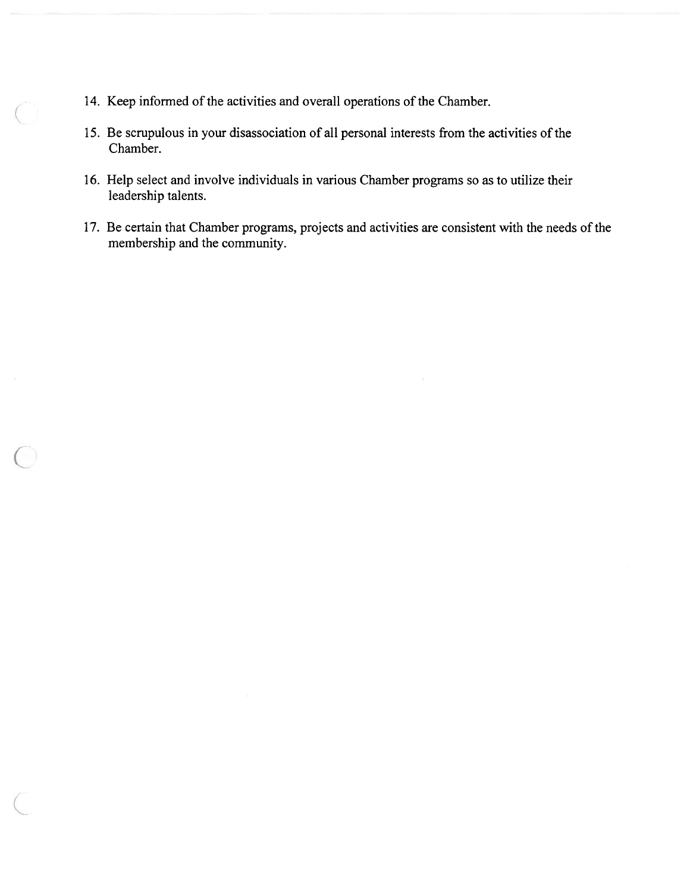14. Keep informed of the activities and overall operations of the Chamber.

15. Be scrupulous in your disassociation of all personal interests from the activities of the Chamber.

16. Help select and involve individuals in various Chamber programs so as to utilize their leadership talents.

17. Be certain that Chamber programs, projects and activities are consistent with the needs of the membership and the community.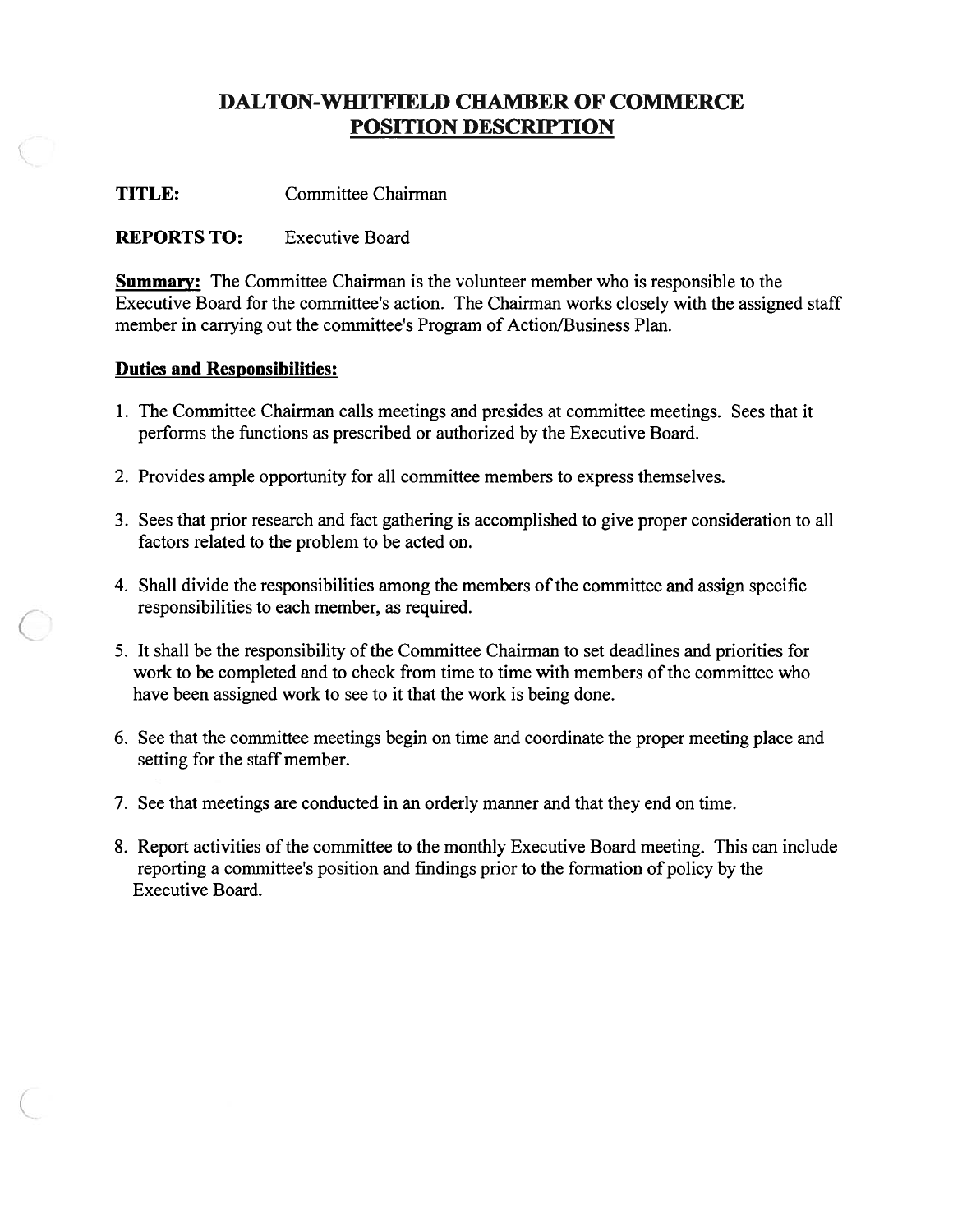# DALTON-WHITFIELD CHAMBER OF COMMERCE
## POSITION DESCRIPTION

**TITLE:** Committee Chairman

**REPORTS TO:** Executive Board

**Summary:** The Committee Chairman is the volunteer member who is responsible to the Executive Board for the committee's action. The Chairman works closely with the assigned staff member in carrying out the committee's Program of Action/Business Plan.

**Duties and Responsibilities:**

1. The Committee Chairman calls meetings and presides at committee meetings. Sees that it performs the functions as prescribed or authorized by the Executive Board.

2. Provides ample opportunity for all committee members to express themselves.

3. Sees that prior research and fact gathering is accomplished to give proper consideration to all factors related to the problem to be acted on.

4. Shall divide the responsibilities among the members of the committee and assign specific responsibilities to each member, as required.

5. It shall be the responsibility of the Committee Chairman to set deadlines and priorities for work to be completed and to check from time to time with members of the committee who have been assigned work to see to it that the work is being done.

6. See that the committee meetings begin on time and coordinate the proper meeting place and setting for the staff member.

7. See that meetings are conducted in an orderly manner and that they end on time.

8. Report activities of the committee to the monthly Executive Board meeting. This can include reporting a committee's position and findings prior to the formation of policy by the Executive Board.